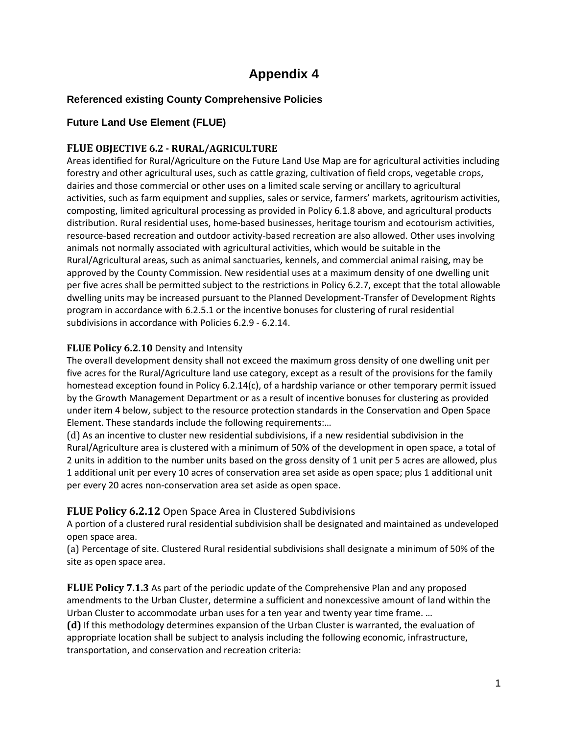# Appendix 4

### Referenced existing County Comprehensive Policies

### Future Land Use Element (FLUE)

**FLUE OBJECTIVE 6.2 - RURAL/AGRICULTURE**

Areas identified for Rural/Agriculture on the Future Land Use Map are for agricultural activities including forestry and other agricultural uses, such as cattle grazing, cultivation of field crops, vegetable crops, dairies and those commercial or other uses on a limited scale serving or ancillary to agricultural activities, such as farm equipment and supplies, sales or service, farmers' markets, agritourism activities, composting, limited agricultural processing as provided in Policy 6.1.8 above, and agricultural products distribution. Rural residential uses, home-based businesses, heritage tourism and ecotourism activities, resource-based recreation and outdoor activity-based recreation are also allowed. Other uses involving animals not normally associated with agricultural activities, which would be suitable in the Rural/Agricultural areas, such as animal sanctuaries, kennels, and commercial animal raising, may be approved by the County Commission. New residential uses at a maximum density of one dwelling unit per five acres shall be permitted subject to the restrictions in Policy 6.2.7, except that the total allowable dwelling units may be increased pursuant to the Planned Development-Transfer of Development Rights program in accordance with 6.2.5.1 or the incentive bonuses for clustering of rural residential subdivisions in accordance with Policies 6.2.9 - 6.2.14.

**FLUE Policy 6.2.10** Density and Intensity

The overall development density shall not exceed the maximum gross density of one dwelling unit per five acres for the Rural/Agriculture land use category, except as a result of the provisions for the family homestead exception found in Policy 6.2.14(c), of a hardship variance or other temporary permit issued by the Growth Management Department or as a result of incentive bonuses for clustering as provided under item 4 below, subject to the resource protection standards in the Conservation and Open Space Element. These standards include the following requirements:…

(d) As an incentive to cluster new residential subdivisions, if a new residential subdivision in the Rural/Agriculture area is clustered with a minimum of 50% of the development in open space, a total of 2 units in addition to the number units based on the gross density of 1 unit per 5 acres are allowed, plus 1 additional unit per every 10 acres of conservation area set aside as open space; plus 1 additional unit per every 20 acres non-conservation area set aside as open space.

**FLUE Policy 6.2.12** Open Space Area in Clustered Subdivisions

A portion of a clustered rural residential subdivision shall be designated and maintained as undeveloped open space area.

(a) Percentage of site. Clustered Rural residential subdivisions shall designate a minimum of 50% of the site as open space area.

**FLUE Policy 7.1.3** As part of the periodic update of the Comprehensive Plan and any proposed amendments to the Urban Cluster, determine a sufficient and nonexcessive amount of land within the Urban Cluster to accommodate urban uses for a ten year and twenty year time frame. …

**(d)** If this methodology determines expansion of the Urban Cluster is warranted, the evaluation of appropriate location shall be subject to analysis including the following economic, infrastructure, transportation, and conservation and recreation criteria: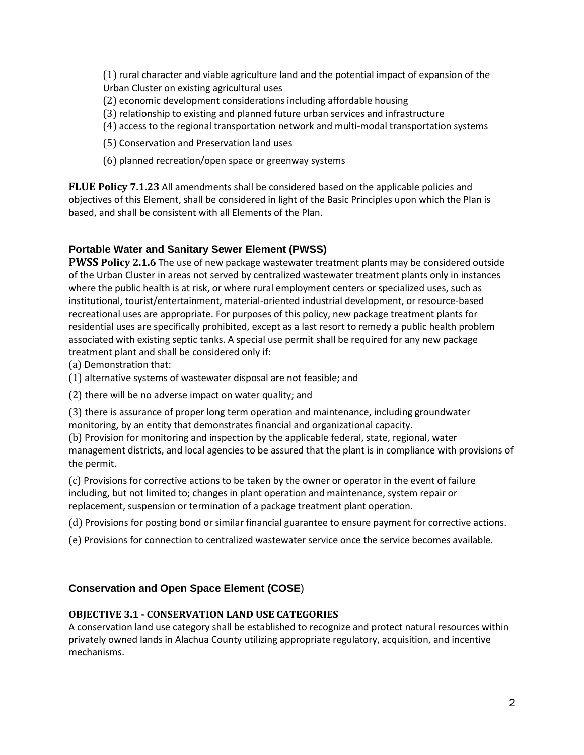(1) rural character and viable agriculture land and the potential impact of expansion of the Urban Cluster on existing agricultural uses

(2) economic development considerations including affordable housing

(3) relationship to existing and planned future urban services and infrastructure

(4) access to the regional transportation network and multi-modal transportation systems

(5) Conservation and Preservation land uses

(6) planned recreation/open space or greenway systems

**FLUE Policy 7.1.23** All amendments shall be considered based on the applicable policies and objectives of this Element, shall be considered in light of the Basic Principles upon which the Plan is based, and shall be consistent with all Elements of the Plan.

### Portable Water and Sanitary Sewer Element (PWSS)

**PWSS Policy 2.1.6** The use of new package wastewater treatment plants may be considered outside of the Urban Cluster in areas not served by centralized wastewater treatment plants only in instances where the public health is at risk, or where rural employment centers or specialized uses, such as institutional, tourist/entertainment, material-oriented industrial development, or resource-based recreational uses are appropriate. For purposes of this policy, new package treatment plants for residential uses are specifically prohibited, except as a last resort to remedy a public health problem associated with existing septic tanks. A special use permit shall be required for any new package treatment plant and shall be considered only if:

(a) Demonstration that:

(1) alternative systems of wastewater disposal are not feasible; and

(2) there will be no adverse impact on water quality; and

(3) there is assurance of proper long term operation and maintenance, including groundwater monitoring, by an entity that demonstrates financial and organizational capacity.

(b) Provision for monitoring and inspection by the applicable federal, state, regional, water management districts, and local agencies to be assured that the plant is in compliance with provisions of the permit.

(c) Provisions for corrective actions to be taken by the owner or operator in the event of failure including, but not limited to; changes in plant operation and maintenance, system repair or replacement, suspension or termination of a package treatment plant operation.

(d) Provisions for posting bond or similar financial guarantee to ensure payment for corrective actions.

(e) Provisions for connection to centralized wastewater service once the service becomes available.

### Conservation and Open Space Element (COSE)

#### OBJECTIVE 3.1 - CONSERVATION LAND USE CATEGORIES

A conservation land use category shall be established to recognize and protect natural resources within privately owned lands in Alachua County utilizing appropriate regulatory, acquisition, and incentive mechanisms.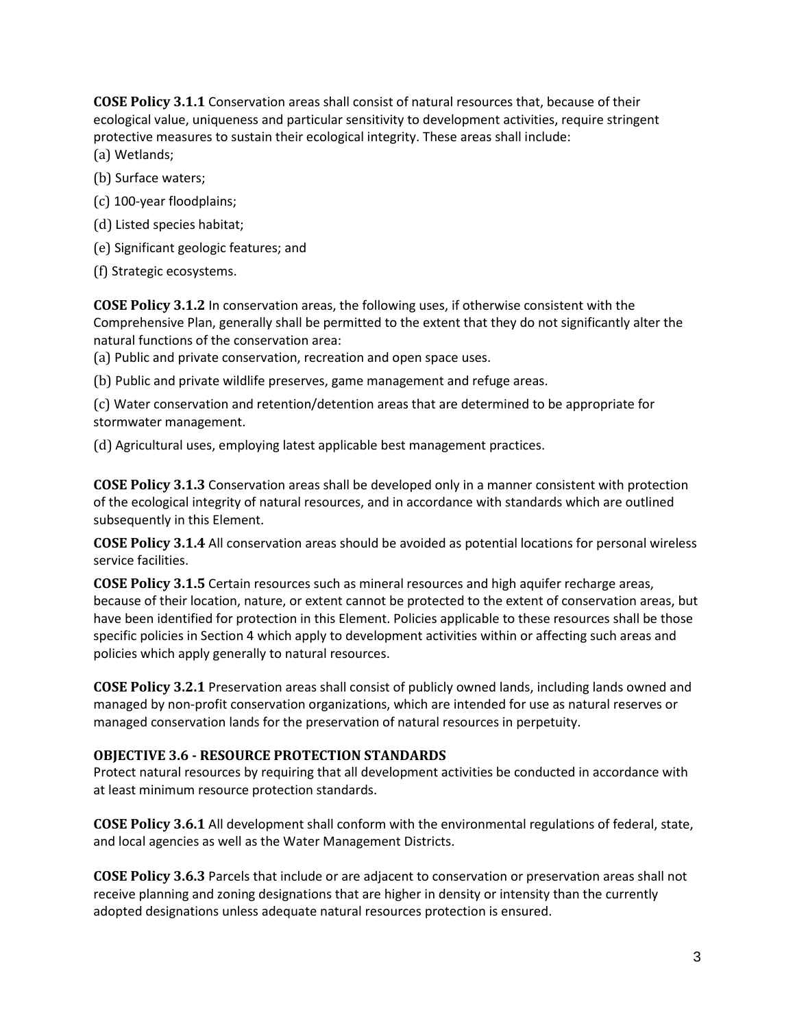**COSE Policy 3.1.1** Conservation areas shall consist of natural resources that, because of their ecological value, uniqueness and particular sensitivity to development activities, require stringent protective measures to sustain their ecological integrity. These areas shall include:

(a) Wetlands;

(b) Surface waters;

(c) 100-year floodplains;

(d) Listed species habitat;

(e) Significant geologic features; and

(f) Strategic ecosystems.

**COSE Policy 3.1.2** In conservation areas, the following uses, if otherwise consistent with the Comprehensive Plan, generally shall be permitted to the extent that they do not significantly alter the natural functions of the conservation area:

(a) Public and private conservation, recreation and open space uses.

(b) Public and private wildlife preserves, game management and refuge areas.

(c) Water conservation and retention/detention areas that are determined to be appropriate for stormwater management.

(d) Agricultural uses, employing latest applicable best management practices.

**COSE Policy 3.1.3** Conservation areas shall be developed only in a manner consistent with protection of the ecological integrity of natural resources, and in accordance with standards which are outlined subsequently in this Element.

**COSE Policy 3.1.4** All conservation areas should be avoided as potential locations for personal wireless service facilities.

**COSE Policy 3.1.5** Certain resources such as mineral resources and high aquifer recharge areas, because of their location, nature, or extent cannot be protected to the extent of conservation areas, but have been identified for protection in this Element. Policies applicable to these resources shall be those specific policies in Section 4 which apply to development activities within or affecting such areas and policies which apply generally to natural resources.

**COSE Policy 3.2.1** Preservation areas shall consist of publicly owned lands, including lands owned and managed by non-profit conservation organizations, which are intended for use as natural reserves or managed conservation lands for the preservation of natural resources in perpetuity.

### OBJECTIVE 3.6 - RESOURCE PROTECTION STANDARDS

Protect natural resources by requiring that all development activities be conducted in accordance with at least minimum resource protection standards.

**COSE Policy 3.6.1** All development shall conform with the environmental regulations of federal, state, and local agencies as well as the Water Management Districts.

**COSE Policy 3.6.3** Parcels that include or are adjacent to conservation or preservation areas shall not receive planning and zoning designations that are higher in density or intensity than the currently adopted designations unless adequate natural resources protection is ensured.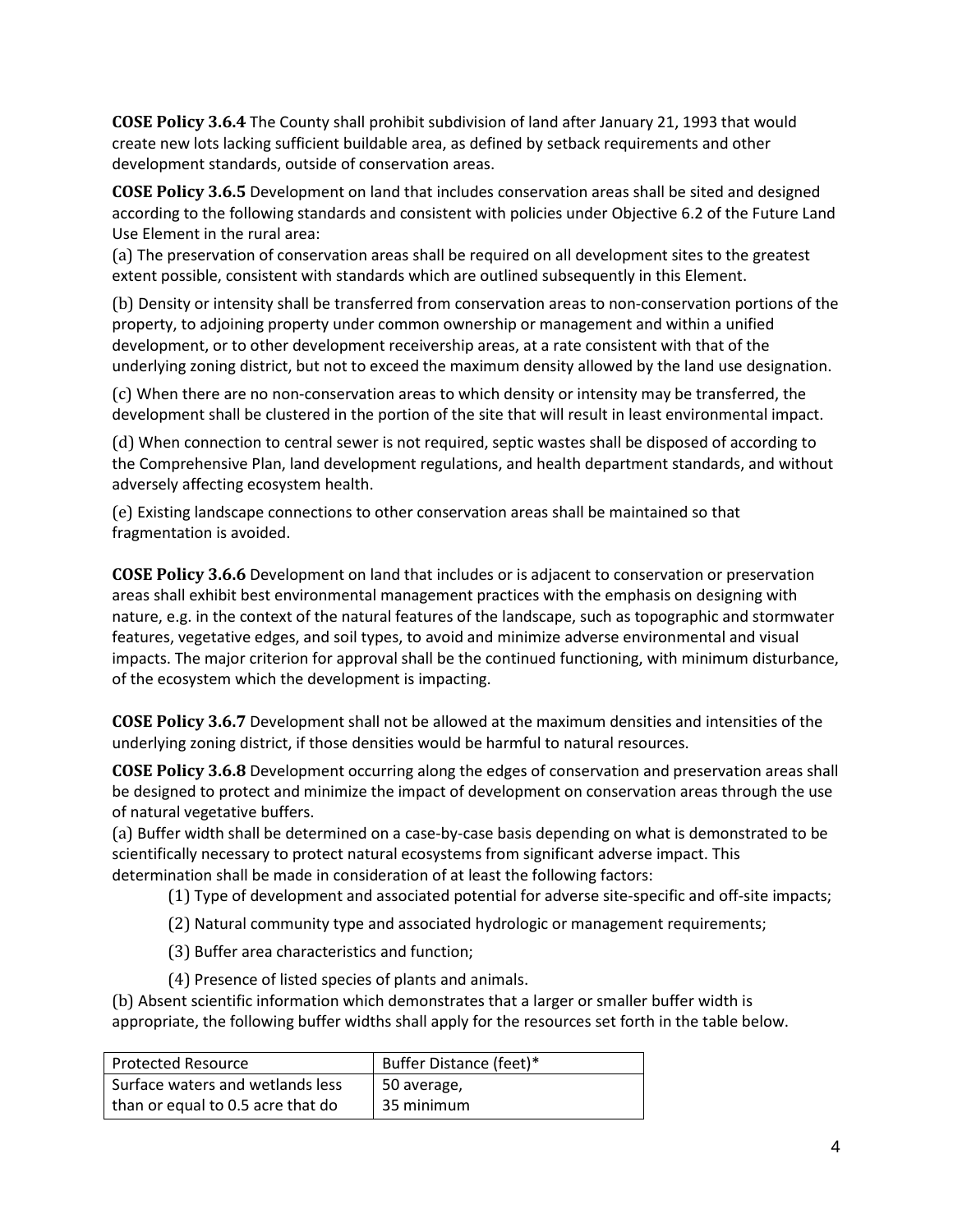**COSE Policy 3.6.4** The County shall prohibit subdivision of land after January 21, 1993 that would create new lots lacking sufficient buildable area, as defined by setback requirements and other development standards, outside of conservation areas.

**COSE Policy 3.6.5** Development on land that includes conservation areas shall be sited and designed according to the following standards and consistent with policies under Objective 6.2 of the Future Land Use Element in the rural area:

(a) The preservation of conservation areas shall be required on all development sites to the greatest extent possible, consistent with standards which are outlined subsequently in this Element.

(b) Density or intensity shall be transferred from conservation areas to non-conservation portions of the property, to adjoining property under common ownership or management and within a unified development, or to other development receivership areas, at a rate consistent with that of the underlying zoning district, but not to exceed the maximum density allowed by the land use designation.

(c) When there are no non-conservation areas to which density or intensity may be transferred, the development shall be clustered in the portion of the site that will result in least environmental impact.

(d) When connection to central sewer is not required, septic wastes shall be disposed of according to the Comprehensive Plan, land development regulations, and health department standards, and without adversely affecting ecosystem health.

(e) Existing landscape connections to other conservation areas shall be maintained so that fragmentation is avoided.

**COSE Policy 3.6.6** Development on land that includes or is adjacent to conservation or preservation areas shall exhibit best environmental management practices with the emphasis on designing with nature, e.g. in the context of the natural features of the landscape, such as topographic and stormwater features, vegetative edges, and soil types, to avoid and minimize adverse environmental and visual impacts. The major criterion for approval shall be the continued functioning, with minimum disturbance, of the ecosystem which the development is impacting.

**COSE Policy 3.6.7** Development shall not be allowed at the maximum densities and intensities of the underlying zoning district, if those densities would be harmful to natural resources.

**COSE Policy 3.6.8** Development occurring along the edges of conservation and preservation areas shall be designed to protect and minimize the impact of development on conservation areas through the use of natural vegetative buffers.

(a) Buffer width shall be determined on a case-by-case basis depending on what is demonstrated to be scientifically necessary to protect natural ecosystems from significant adverse impact. This determination shall be made in consideration of at least the following factors:

(1) Type of development and associated potential for adverse site-specific and off-site impacts;

(2) Natural community type and associated hydrologic or management requirements;

(3) Buffer area characteristics and function;

(4) Presence of listed species of plants and animals.

(b) Absent scientific information which demonstrates that a larger or smaller buffer width is appropriate, the following buffer widths shall apply for the resources set forth in the table below.

| Protected Resource | Buffer Distance (feet)* |
| --- | --- |
| Surface waters and wetlands less than or equal to 0.5 acre that do | 50 average, 35 minimum |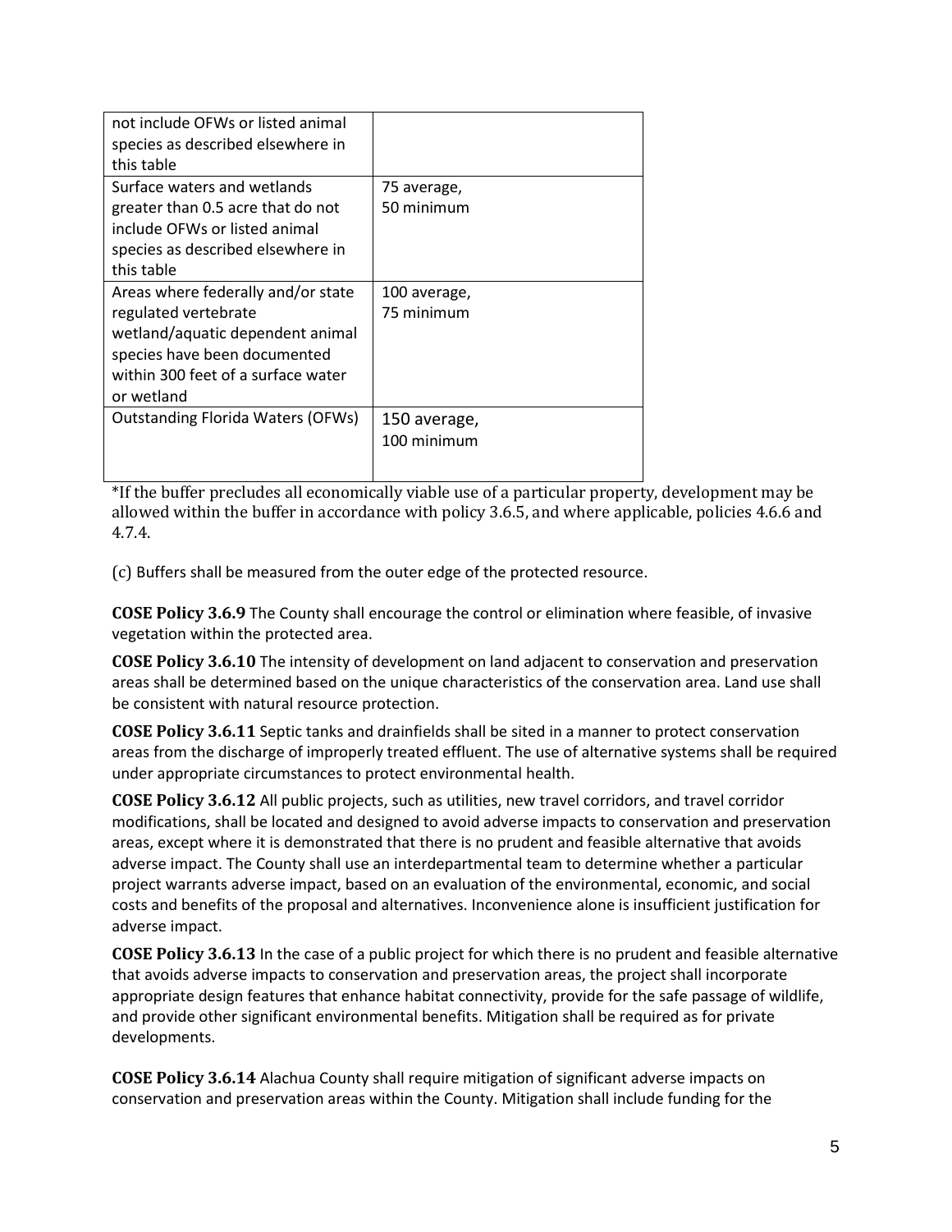| | |
|---|---|
| not include OFWs or listed animal species as described elsewhere in this table | |
| Surface waters and wetlands greater than 0.5 acre that do not include OFWs or listed animal species as described elsewhere in this table | 75 average, 50 minimum |
| Areas where federally and/or state regulated vertebrate wetland/aquatic dependent animal species have been documented within 300 feet of a surface water or wetland | 100 average, 75 minimum |
| Outstanding Florida Waters (OFWs) | 150 average, 100 minimum |

*If the buffer precludes all economically viable use of a particular property, development may be allowed within the buffer in accordance with policy 3.6.5, and where applicable, policies 4.6.6 and 4.7.4.

(c) Buffers shall be measured from the outer edge of the protected resource.

**COSE Policy 3.6.9** The County shall encourage the control or elimination where feasible, of invasive vegetation within the protected area.

**COSE Policy 3.6.10** The intensity of development on land adjacent to conservation and preservation areas shall be determined based on the unique characteristics of the conservation area. Land use shall be consistent with natural resource protection.

**COSE Policy 3.6.11** Septic tanks and drainfields shall be sited in a manner to protect conservation areas from the discharge of improperly treated effluent. The use of alternative systems shall be required under appropriate circumstances to protect environmental health.

**COSE Policy 3.6.12** All public projects, such as utilities, new travel corridors, and travel corridor modifications, shall be located and designed to avoid adverse impacts to conservation and preservation areas, except where it is demonstrated that there is no prudent and feasible alternative that avoids adverse impact. The County shall use an interdepartmental team to determine whether a particular project warrants adverse impact, based on an evaluation of the environmental, economic, and social costs and benefits of the proposal and alternatives. Inconvenience alone is insufficient justification for adverse impact.

**COSE Policy 3.6.13** In the case of a public project for which there is no prudent and feasible alternative that avoids adverse impacts to conservation and preservation areas, the project shall incorporate appropriate design features that enhance habitat connectivity, provide for the safe passage of wildlife, and provide other significant environmental benefits. Mitigation shall be required as for private developments.

**COSE Policy 3.6.14** Alachua County shall require mitigation of significant adverse impacts on conservation and preservation areas within the County. Mitigation shall include funding for the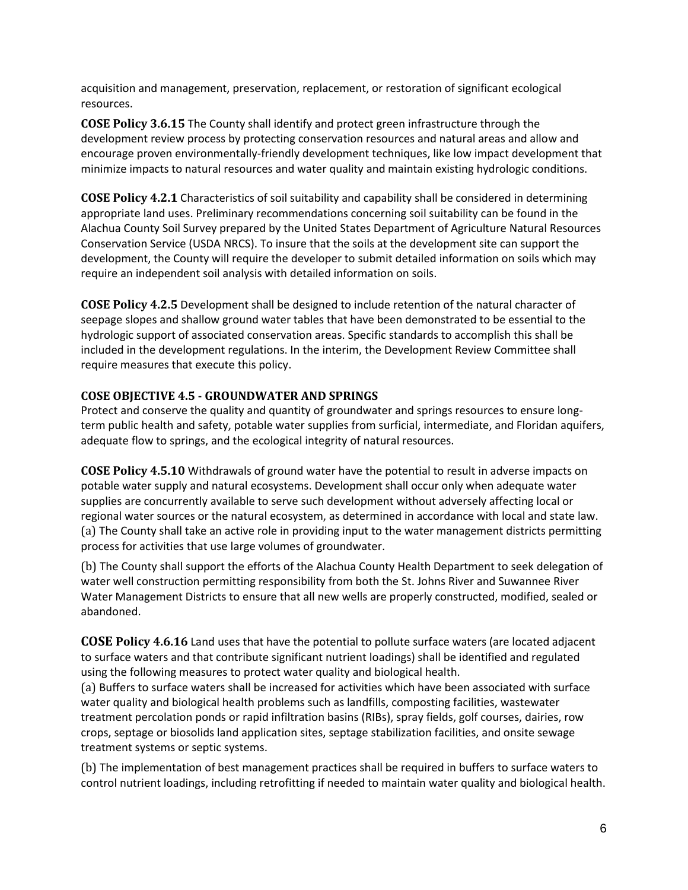acquisition and management, preservation, replacement, or restoration of significant ecological resources.

**COSE Policy 3.6.15** The County shall identify and protect green infrastructure through the development review process by protecting conservation resources and natural areas and allow and encourage proven environmentally-friendly development techniques, like low impact development that minimize impacts to natural resources and water quality and maintain existing hydrologic conditions.

**COSE Policy 4.2.1** Characteristics of soil suitability and capability shall be considered in determining appropriate land uses. Preliminary recommendations concerning soil suitability can be found in the Alachua County Soil Survey prepared by the United States Department of Agriculture Natural Resources Conservation Service (USDA NRCS). To insure that the soils at the development site can support the development, the County will require the developer to submit detailed information on soils which may require an independent soil analysis with detailed information on soils.

**COSE Policy 4.2.5** Development shall be designed to include retention of the natural character of seepage slopes and shallow ground water tables that have been demonstrated to be essential to the hydrologic support of associated conservation areas. Specific standards to accomplish this shall be included in the development regulations. In the interim, the Development Review Committee shall require measures that execute this policy.

**COSE OBJECTIVE 4.5 - GROUNDWATER AND SPRINGS**

Protect and conserve the quality and quantity of groundwater and springs resources to ensure long-term public health and safety, potable water supplies from surficial, intermediate, and Floridan aquifers, adequate flow to springs, and the ecological integrity of natural resources.

**COSE Policy 4.5.10** Withdrawals of ground water have the potential to result in adverse impacts on potable water supply and natural ecosystems. Development shall occur only when adequate water supplies are concurrently available to serve such development without adversely affecting local or regional water sources or the natural ecosystem, as determined in accordance with local and state law.

(a) The County shall take an active role in providing input to the water management districts permitting process for activities that use large volumes of groundwater.

(b) The County shall support the efforts of the Alachua County Health Department to seek delegation of water well construction permitting responsibility from both the St. Johns River and Suwannee River Water Management Districts to ensure that all new wells are properly constructed, modified, sealed or abandoned.

**COSE Policy 4.6.16** Land uses that have the potential to pollute surface waters (are located adjacent to surface waters and that contribute significant nutrient loadings) shall be identified and regulated using the following measures to protect water quality and biological health.

(a) Buffers to surface waters shall be increased for activities which have been associated with surface water quality and biological health problems such as landfills, composting facilities, wastewater treatment percolation ponds or rapid infiltration basins (RIBs), spray fields, golf courses, dairies, row crops, septage or biosolids land application sites, septage stabilization facilities, and onsite sewage treatment systems or septic systems.

(b) The implementation of best management practices shall be required in buffers to surface waters to control nutrient loadings, including retrofitting if needed to maintain water quality and biological health.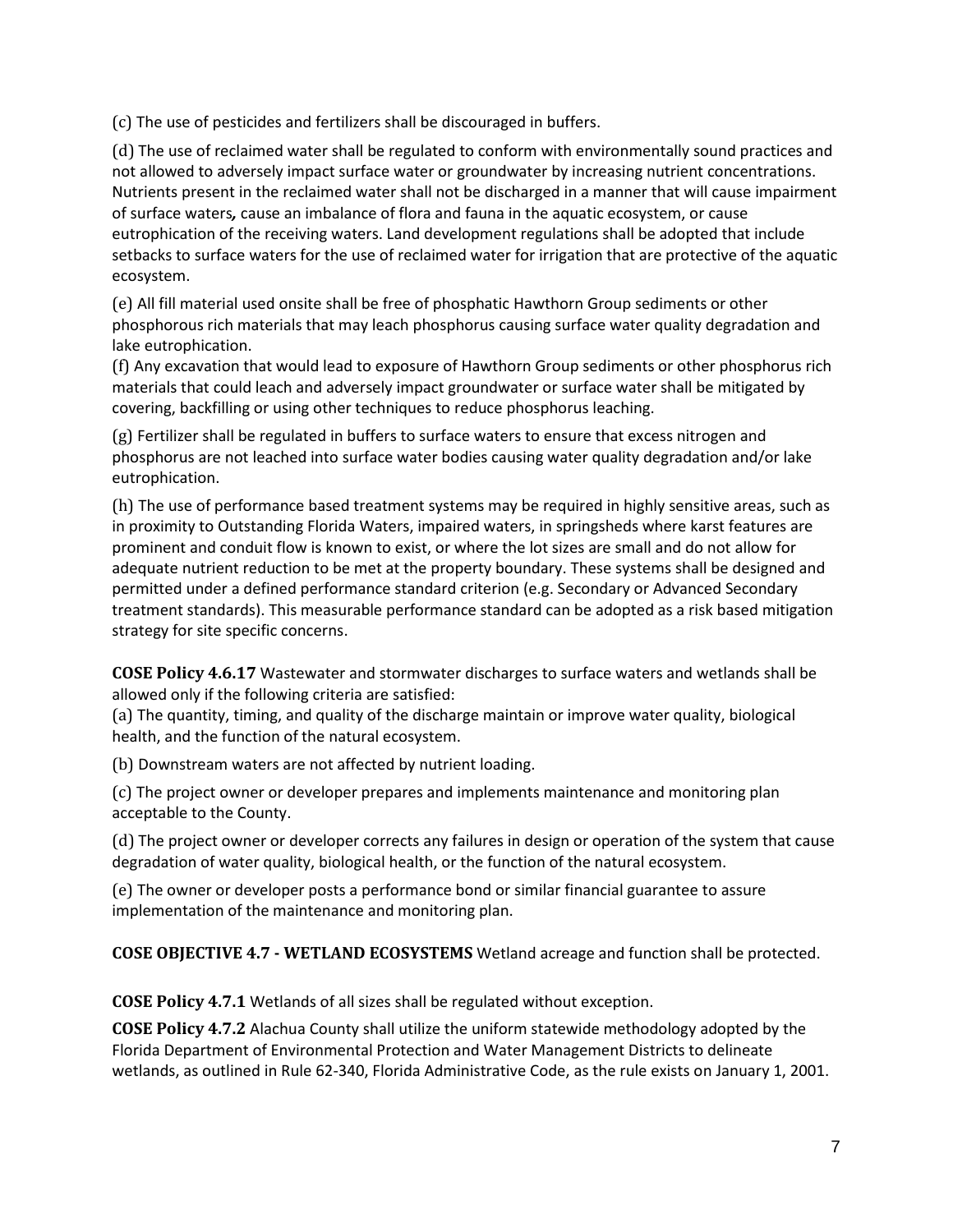(c) The use of pesticides and fertilizers shall be discouraged in buffers.

(d) The use of reclaimed water shall be regulated to conform with environmentally sound practices and not allowed to adversely impact surface water or groundwater by increasing nutrient concentrations. Nutrients present in the reclaimed water shall not be discharged in a manner that will cause impairment of surface waters*,* cause an imbalance of flora and fauna in the aquatic ecosystem, or cause eutrophication of the receiving waters. Land development regulations shall be adopted that include setbacks to surface waters for the use of reclaimed water for irrigation that are protective of the aquatic ecosystem.

(e) All fill material used onsite shall be free of phosphatic Hawthorn Group sediments or other phosphorous rich materials that may leach phosphorus causing surface water quality degradation and lake eutrophication.

(f) Any excavation that would lead to exposure of Hawthorn Group sediments or other phosphorus rich materials that could leach and adversely impact groundwater or surface water shall be mitigated by covering, backfilling or using other techniques to reduce phosphorus leaching.

(g) Fertilizer shall be regulated in buffers to surface waters to ensure that excess nitrogen and phosphorus are not leached into surface water bodies causing water quality degradation and/or lake eutrophication.

(h) The use of performance based treatment systems may be required in highly sensitive areas, such as in proximity to Outstanding Florida Waters, impaired waters, in springsheds where karst features are prominent and conduit flow is known to exist, or where the lot sizes are small and do not allow for adequate nutrient reduction to be met at the property boundary. These systems shall be designed and permitted under a defined performance standard criterion (e.g. Secondary or Advanced Secondary treatment standards). This measurable performance standard can be adopted as a risk based mitigation strategy for site specific concerns.

**COSE Policy 4.6.17** Wastewater and stormwater discharges to surface waters and wetlands shall be allowed only if the following criteria are satisfied:

(a) The quantity, timing, and quality of the discharge maintain or improve water quality, biological health, and the function of the natural ecosystem.

(b) Downstream waters are not affected by nutrient loading.

(c) The project owner or developer prepares and implements maintenance and monitoring plan acceptable to the County.

(d) The project owner or developer corrects any failures in design or operation of the system that cause degradation of water quality, biological health, or the function of the natural ecosystem.

(e) The owner or developer posts a performance bond or similar financial guarantee to assure implementation of the maintenance and monitoring plan.

**COSE OBJECTIVE 4.7 - WETLAND ECOSYSTEMS** Wetland acreage and function shall be protected.

**COSE Policy 4.7.1** Wetlands of all sizes shall be regulated without exception.

**COSE Policy 4.7.2** Alachua County shall utilize the uniform statewide methodology adopted by the Florida Department of Environmental Protection and Water Management Districts to delineate wetlands, as outlined in Rule 62-340, Florida Administrative Code, as the rule exists on January 1, 2001.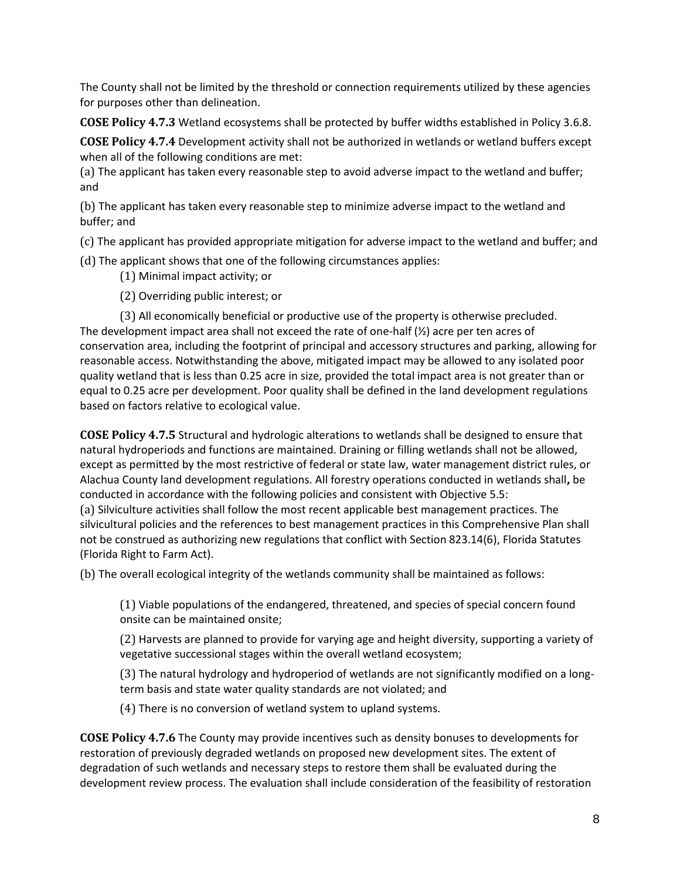The County shall not be limited by the threshold or connection requirements utilized by these agencies for purposes other than delineation.

**COSE Policy 4.7.3** Wetland ecosystems shall be protected by buffer widths established in Policy 3.6.8.

**COSE Policy 4.7.4** Development activity shall not be authorized in wetlands or wetland buffers except when all of the following conditions are met:

(a) The applicant has taken every reasonable step to avoid adverse impact to the wetland and buffer; and

(b) The applicant has taken every reasonable step to minimize adverse impact to the wetland and buffer; and

(c) The applicant has provided appropriate mitigation for adverse impact to the wetland and buffer; and

(d) The applicant shows that one of the following circumstances applies:

(1) Minimal impact activity; or

(2) Overriding public interest; or

(3) All economically beneficial or productive use of the property is otherwise precluded.

The development impact area shall not exceed the rate of one-half (½) acre per ten acres of conservation area, including the footprint of principal and accessory structures and parking, allowing for reasonable access. Notwithstanding the above, mitigated impact may be allowed to any isolated poor quality wetland that is less than 0.25 acre in size, provided the total impact area is not greater than or equal to 0.25 acre per development. Poor quality shall be defined in the land development regulations based on factors relative to ecological value.

**COSE Policy 4.7.5** Structural and hydrologic alterations to wetlands shall be designed to ensure that natural hydroperiods and functions are maintained. Draining or filling wetlands shall not be allowed, except as permitted by the most restrictive of federal or state law, water management district rules, or Alachua County land development regulations. All forestry operations conducted in wetlands shall**,** be conducted in accordance with the following policies and consistent with Objective 5.5:

(a) Silviculture activities shall follow the most recent applicable best management practices. The silvicultural policies and the references to best management practices in this Comprehensive Plan shall not be construed as authorizing new regulations that conflict with Section 823.14(6), Florida Statutes (Florida Right to Farm Act).

(b) The overall ecological integrity of the wetlands community shall be maintained as follows:

(1) Viable populations of the endangered, threatened, and species of special concern found onsite can be maintained onsite;

(2) Harvests are planned to provide for varying age and height diversity, supporting a variety of vegetative successional stages within the overall wetland ecosystem;

(3) The natural hydrology and hydroperiod of wetlands are not significantly modified on a long-term basis and state water quality standards are not violated; and

(4) There is no conversion of wetland system to upland systems.

**COSE Policy 4.7.6** The County may provide incentives such as density bonuses to developments for restoration of previously degraded wetlands on proposed new development sites. The extent of degradation of such wetlands and necessary steps to restore them shall be evaluated during the development review process. The evaluation shall include consideration of the feasibility of restoration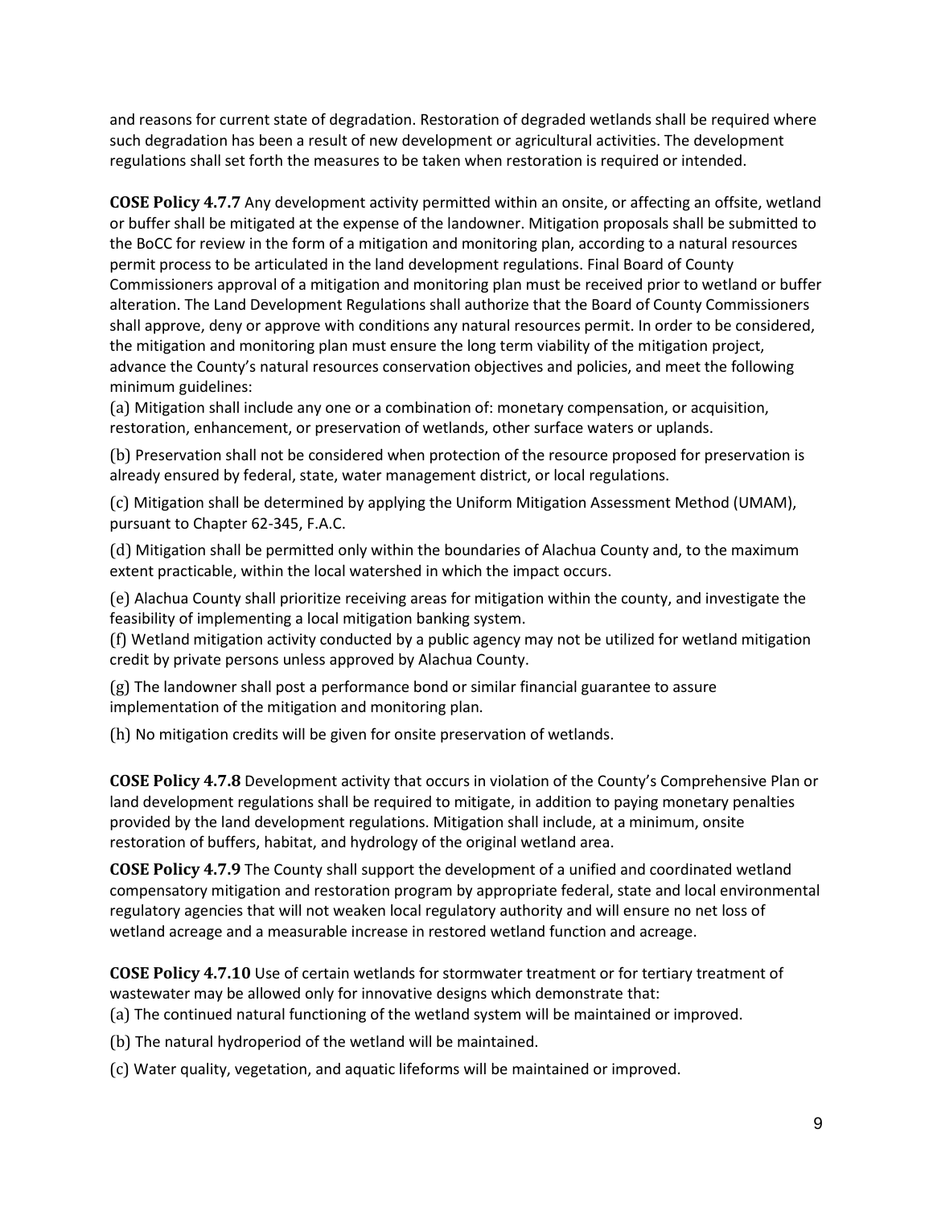and reasons for current state of degradation. Restoration of degraded wetlands shall be required where such degradation has been a result of new development or agricultural activities. The development regulations shall set forth the measures to be taken when restoration is required or intended.

**COSE Policy 4.7.7** Any development activity permitted within an onsite, or affecting an offsite, wetland or buffer shall be mitigated at the expense of the landowner. Mitigation proposals shall be submitted to the BoCC for review in the form of a mitigation and monitoring plan, according to a natural resources permit process to be articulated in the land development regulations. Final Board of County Commissioners approval of a mitigation and monitoring plan must be received prior to wetland or buffer alteration. The Land Development Regulations shall authorize that the Board of County Commissioners shall approve, deny or approve with conditions any natural resources permit. In order to be considered, the mitigation and monitoring plan must ensure the long term viability of the mitigation project, advance the County's natural resources conservation objectives and policies, and meet the following minimum guidelines:

(a) Mitigation shall include any one or a combination of: monetary compensation, or acquisition, restoration, enhancement, or preservation of wetlands, other surface waters or uplands.

(b) Preservation shall not be considered when protection of the resource proposed for preservation is already ensured by federal, state, water management district, or local regulations.

(c) Mitigation shall be determined by applying the Uniform Mitigation Assessment Method (UMAM), pursuant to Chapter 62-345, F.A.C.

(d) Mitigation shall be permitted only within the boundaries of Alachua County and, to the maximum extent practicable, within the local watershed in which the impact occurs.

(e) Alachua County shall prioritize receiving areas for mitigation within the county, and investigate the feasibility of implementing a local mitigation banking system.

(f) Wetland mitigation activity conducted by a public agency may not be utilized for wetland mitigation credit by private persons unless approved by Alachua County.

(g) The landowner shall post a performance bond or similar financial guarantee to assure implementation of the mitigation and monitoring plan.

(h) No mitigation credits will be given for onsite preservation of wetlands.

**COSE Policy 4.7.8** Development activity that occurs in violation of the County's Comprehensive Plan or land development regulations shall be required to mitigate, in addition to paying monetary penalties provided by the land development regulations. Mitigation shall include, at a minimum, onsite restoration of buffers, habitat, and hydrology of the original wetland area.

**COSE Policy 4.7.9** The County shall support the development of a unified and coordinated wetland compensatory mitigation and restoration program by appropriate federal, state and local environmental regulatory agencies that will not weaken local regulatory authority and will ensure no net loss of wetland acreage and a measurable increase in restored wetland function and acreage.

**COSE Policy 4.7.10** Use of certain wetlands for stormwater treatment or for tertiary treatment of wastewater may be allowed only for innovative designs which demonstrate that:

(a) The continued natural functioning of the wetland system will be maintained or improved.

(b) The natural hydroperiod of the wetland will be maintained.

(c) Water quality, vegetation, and aquatic lifeforms will be maintained or improved.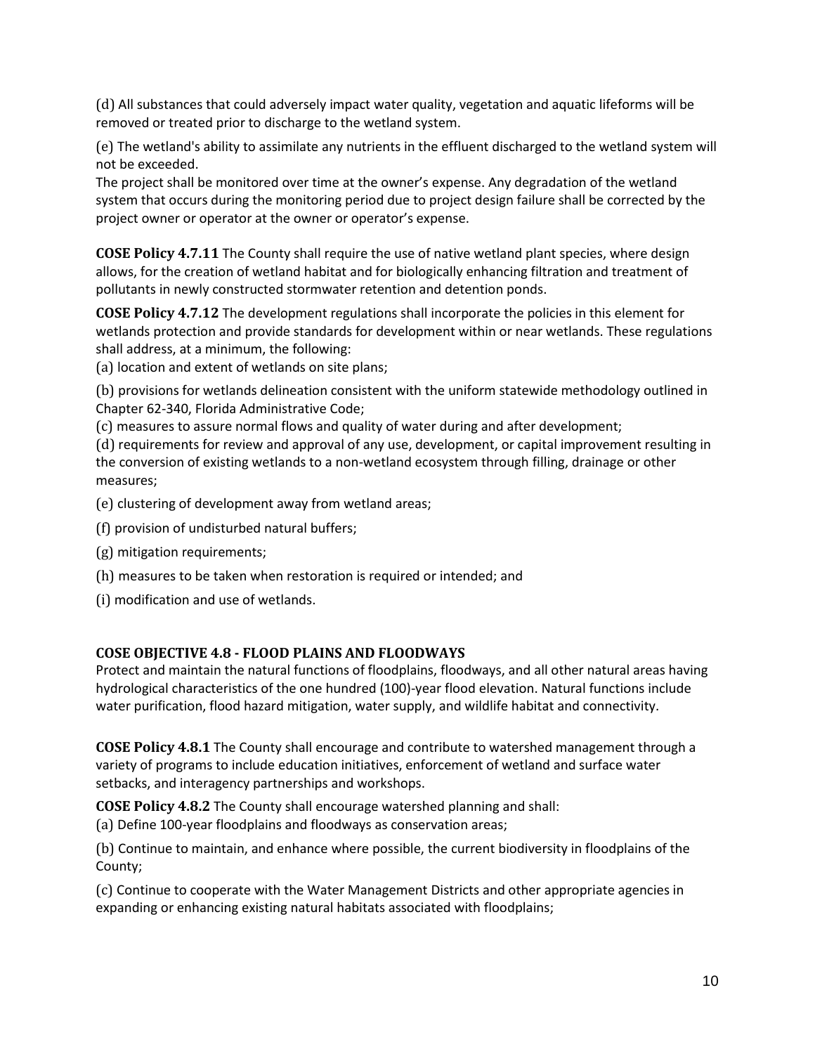(d) All substances that could adversely impact water quality, vegetation and aquatic lifeforms will be removed or treated prior to discharge to the wetland system.

(e) The wetland's ability to assimilate any nutrients in the effluent discharged to the wetland system will not be exceeded.
The project shall be monitored over time at the owner's expense. Any degradation of the wetland system that occurs during the monitoring period due to project design failure shall be corrected by the project owner or operator at the owner or operator's expense.

**COSE Policy 4.7.11** The County shall require the use of native wetland plant species, where design allows, for the creation of wetland habitat and for biologically enhancing filtration and treatment of pollutants in newly constructed stormwater retention and detention ponds.

**COSE Policy 4.7.12** The development regulations shall incorporate the policies in this element for wetlands protection and provide standards for development within or near wetlands. These regulations shall address, at a minimum, the following:
(a) location and extent of wetlands on site plans;

(b) provisions for wetlands delineation consistent with the uniform statewide methodology outlined in Chapter 62-340, Florida Administrative Code;

(c) measures to assure normal flows and quality of water during and after development;

(d) requirements for review and approval of any use, development, or capital improvement resulting in the conversion of existing wetlands to a non-wetland ecosystem through filling, drainage or other measures;

(e) clustering of development away from wetland areas;

(f) provision of undisturbed natural buffers;

(g) mitigation requirements;

(h) measures to be taken when restoration is required or intended; and

(i) modification and use of wetlands.

### COSE OBJECTIVE 4.8 - FLOOD PLAINS AND FLOODWAYS

Protect and maintain the natural functions of floodplains, floodways, and all other natural areas having hydrological characteristics of the one hundred (100)-year flood elevation. Natural functions include water purification, flood hazard mitigation, water supply, and wildlife habitat and connectivity.

**COSE Policy 4.8.1** The County shall encourage and contribute to watershed management through a variety of programs to include education initiatives, enforcement of wetland and surface water setbacks, and interagency partnerships and workshops.

**COSE Policy 4.8.2** The County shall encourage watershed planning and shall:
(a) Define 100-year floodplains and floodways as conservation areas;

(b) Continue to maintain, and enhance where possible, the current biodiversity in floodplains of the County;

(c) Continue to cooperate with the Water Management Districts and other appropriate agencies in expanding or enhancing existing natural habitats associated with floodplains;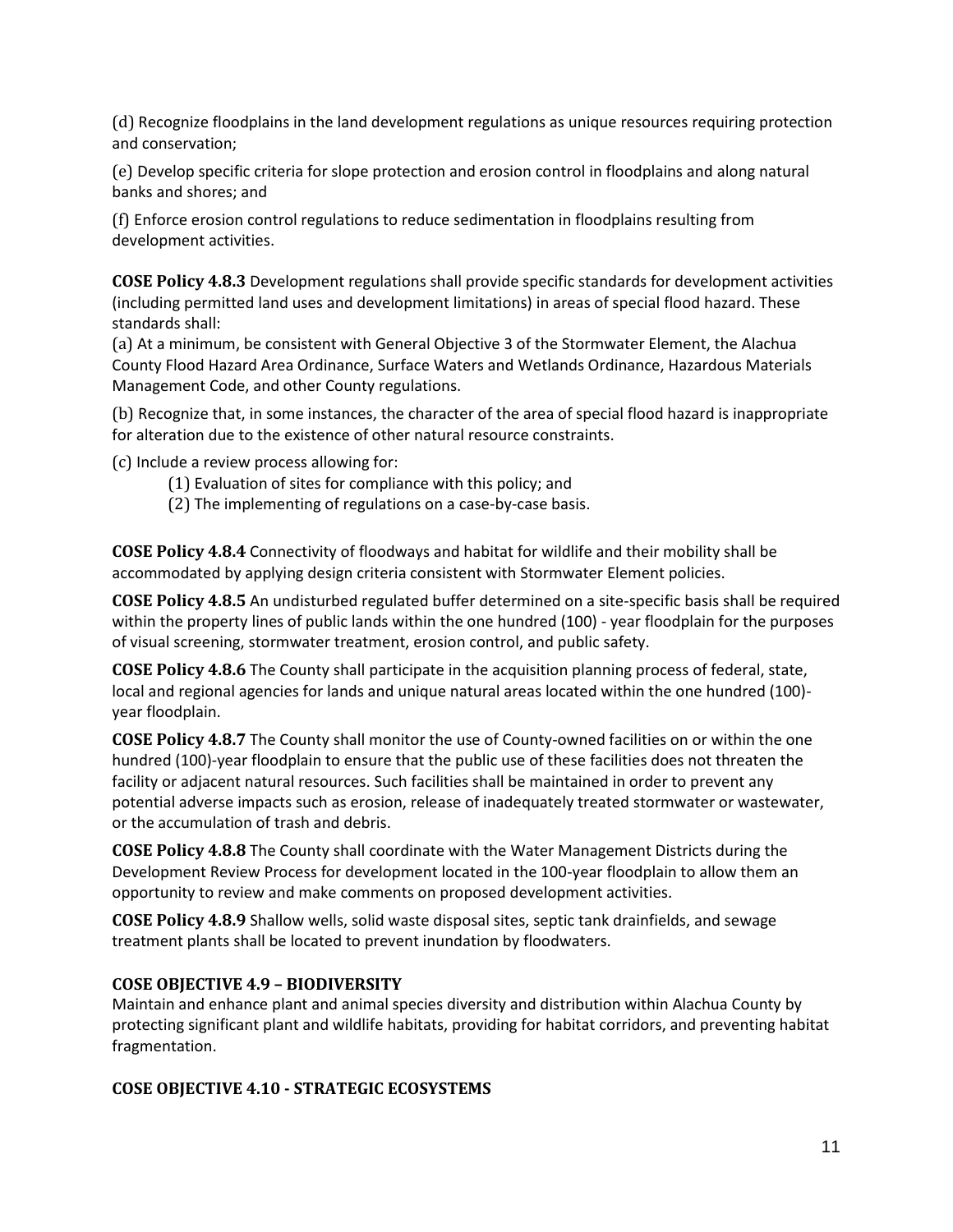(d) Recognize floodplains in the land development regulations as unique resources requiring protection and conservation;

(e) Develop specific criteria for slope protection and erosion control in floodplains and along natural banks and shores; and

(f) Enforce erosion control regulations to reduce sedimentation in floodplains resulting from development activities.

**COSE Policy 4.8.3** Development regulations shall provide specific standards for development activities (including permitted land uses and development limitations) in areas of special flood hazard. These standards shall:

(a) At a minimum, be consistent with General Objective 3 of the Stormwater Element, the Alachua County Flood Hazard Area Ordinance, Surface Waters and Wetlands Ordinance, Hazardous Materials Management Code, and other County regulations.

(b) Recognize that, in some instances, the character of the area of special flood hazard is inappropriate for alteration due to the existence of other natural resource constraints.

(c) Include a review process allowing for:

- (1) Evaluation of sites for compliance with this policy; and
- (2) The implementing of regulations on a case-by-case basis.

**COSE Policy 4.8.4** Connectivity of floodways and habitat for wildlife and their mobility shall be accommodated by applying design criteria consistent with Stormwater Element policies.

**COSE Policy 4.8.5** An undisturbed regulated buffer determined on a site-specific basis shall be required within the property lines of public lands within the one hundred (100) - year floodplain for the purposes of visual screening, stormwater treatment, erosion control, and public safety.

**COSE Policy 4.8.6** The County shall participate in the acquisition planning process of federal, state, local and regional agencies for lands and unique natural areas located within the one hundred (100)-year floodplain.

**COSE Policy 4.8.7** The County shall monitor the use of County-owned facilities on or within the one hundred (100)-year floodplain to ensure that the public use of these facilities does not threaten the facility or adjacent natural resources. Such facilities shall be maintained in order to prevent any potential adverse impacts such as erosion, release of inadequately treated stormwater or wastewater, or the accumulation of trash and debris.

**COSE Policy 4.8.8** The County shall coordinate with the Water Management Districts during the Development Review Process for development located in the 100-year floodplain to allow them an opportunity to review and make comments on proposed development activities.

**COSE Policy 4.8.9** Shallow wells, solid waste disposal sites, septic tank drainfields, and sewage treatment plants shall be located to prevent inundation by floodwaters.

### COSE OBJECTIVE 4.9 – BIODIVERSITY

Maintain and enhance plant and animal species diversity and distribution within Alachua County by protecting significant plant and wildlife habitats, providing for habitat corridors, and preventing habitat fragmentation.

### COSE OBJECTIVE 4.10 - STRATEGIC ECOSYSTEMS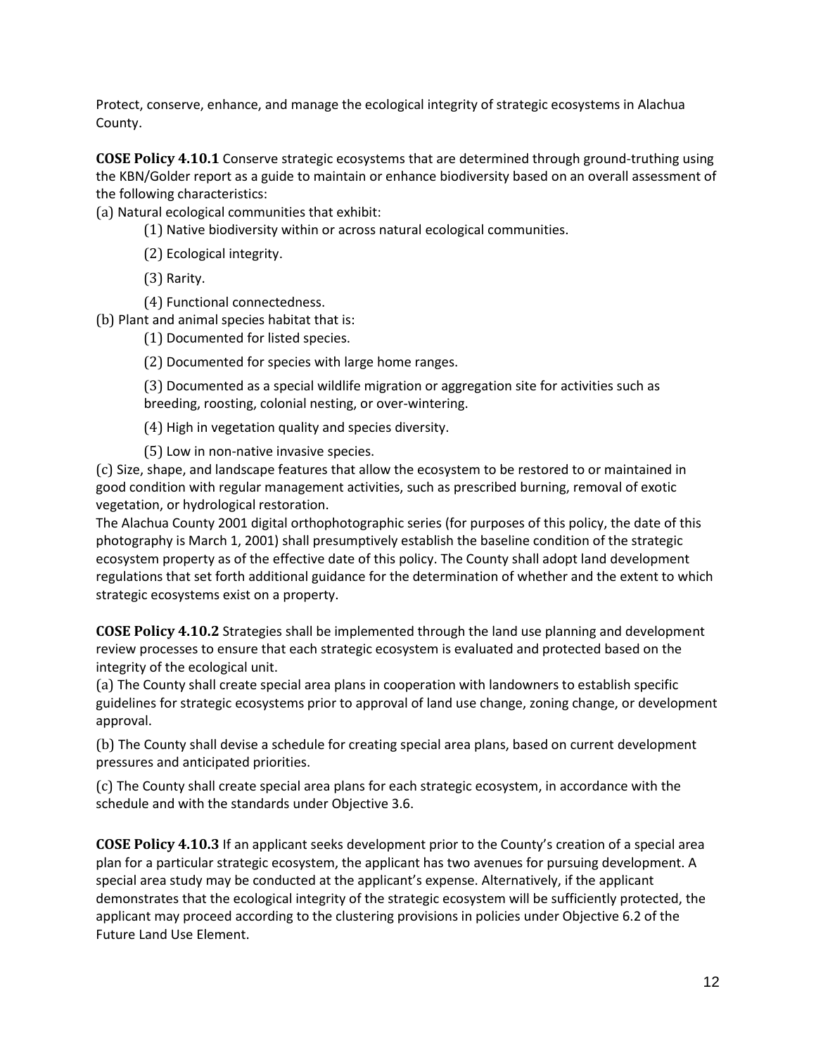Protect, conserve, enhance, and manage the ecological integrity of strategic ecosystems in Alachua County.

**COSE Policy 4.10.1** Conserve strategic ecosystems that are determined through ground-truthing using the KBN/Golder report as a guide to maintain or enhance biodiversity based on an overall assessment of the following characteristics:

(a) Natural ecological communities that exhibit:

- (1) Native biodiversity within or across natural ecological communities.
- (2) Ecological integrity.
- (3) Rarity.
- (4) Functional connectedness.

(b) Plant and animal species habitat that is:

- (1) Documented for listed species.
- (2) Documented for species with large home ranges.
- (3) Documented as a special wildlife migration or aggregation site for activities such as breeding, roosting, colonial nesting, or over-wintering.
- (4) High in vegetation quality and species diversity.
- (5) Low in non-native invasive species.

(c) Size, shape, and landscape features that allow the ecosystem to be restored to or maintained in good condition with regular management activities, such as prescribed burning, removal of exotic vegetation, or hydrological restoration.

The Alachua County 2001 digital orthophotographic series (for purposes of this policy, the date of this photography is March 1, 2001) shall presumptively establish the baseline condition of the strategic ecosystem property as of the effective date of this policy. The County shall adopt land development regulations that set forth additional guidance for the determination of whether and the extent to which strategic ecosystems exist on a property.

**COSE Policy 4.10.2** Strategies shall be implemented through the land use planning and development review processes to ensure that each strategic ecosystem is evaluated and protected based on the integrity of the ecological unit.

(a) The County shall create special area plans in cooperation with landowners to establish specific guidelines for strategic ecosystems prior to approval of land use change, zoning change, or development approval.

(b) The County shall devise a schedule for creating special area plans, based on current development pressures and anticipated priorities.

(c) The County shall create special area plans for each strategic ecosystem, in accordance with the schedule and with the standards under Objective 3.6.

**COSE Policy 4.10.3** If an applicant seeks development prior to the County's creation of a special area plan for a particular strategic ecosystem, the applicant has two avenues for pursuing development. A special area study may be conducted at the applicant's expense. Alternatively, if the applicant demonstrates that the ecological integrity of the strategic ecosystem will be sufficiently protected, the applicant may proceed according to the clustering provisions in policies under Objective 6.2 of the Future Land Use Element.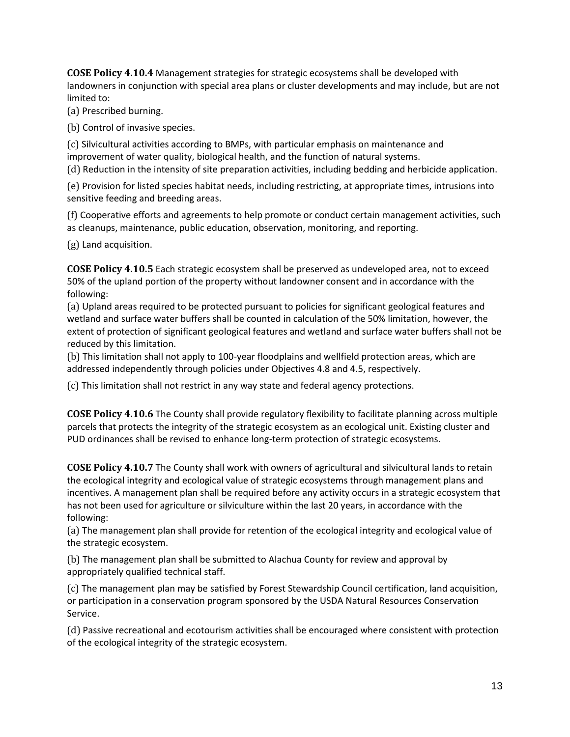**COSE Policy 4.10.4** Management strategies for strategic ecosystems shall be developed with landowners in conjunction with special area plans or cluster developments and may include, but are not limited to:

(a) Prescribed burning.

(b) Control of invasive species.

(c) Silvicultural activities according to BMPs, with particular emphasis on maintenance and improvement of water quality, biological health, and the function of natural systems.

(d) Reduction in the intensity of site preparation activities, including bedding and herbicide application.

(e) Provision for listed species habitat needs, including restricting, at appropriate times, intrusions into sensitive feeding and breeding areas.

(f) Cooperative efforts and agreements to help promote or conduct certain management activities, such as cleanups, maintenance, public education, observation, monitoring, and reporting.

(g) Land acquisition.

**COSE Policy 4.10.5** Each strategic ecosystem shall be preserved as undeveloped area, not to exceed 50% of the upland portion of the property without landowner consent and in accordance with the following:

(a) Upland areas required to be protected pursuant to policies for significant geological features and wetland and surface water buffers shall be counted in calculation of the 50% limitation, however, the extent of protection of significant geological features and wetland and surface water buffers shall not be reduced by this limitation.

(b) This limitation shall not apply to 100-year floodplains and wellfield protection areas, which are addressed independently through policies under Objectives 4.8 and 4.5, respectively.

(c) This limitation shall not restrict in any way state and federal agency protections.

**COSE Policy 4.10.6** The County shall provide regulatory flexibility to facilitate planning across multiple parcels that protects the integrity of the strategic ecosystem as an ecological unit. Existing cluster and PUD ordinances shall be revised to enhance long-term protection of strategic ecosystems.

**COSE Policy 4.10.7** The County shall work with owners of agricultural and silvicultural lands to retain the ecological integrity and ecological value of strategic ecosystems through management plans and incentives. A management plan shall be required before any activity occurs in a strategic ecosystem that has not been used for agriculture or silviculture within the last 20 years, in accordance with the following:

(a) The management plan shall provide for retention of the ecological integrity and ecological value of the strategic ecosystem.

(b) The management plan shall be submitted to Alachua County for review and approval by appropriately qualified technical staff.

(c) The management plan may be satisfied by Forest Stewardship Council certification, land acquisition, or participation in a conservation program sponsored by the USDA Natural Resources Conservation Service.

(d) Passive recreational and ecotourism activities shall be encouraged where consistent with protection of the ecological integrity of the strategic ecosystem.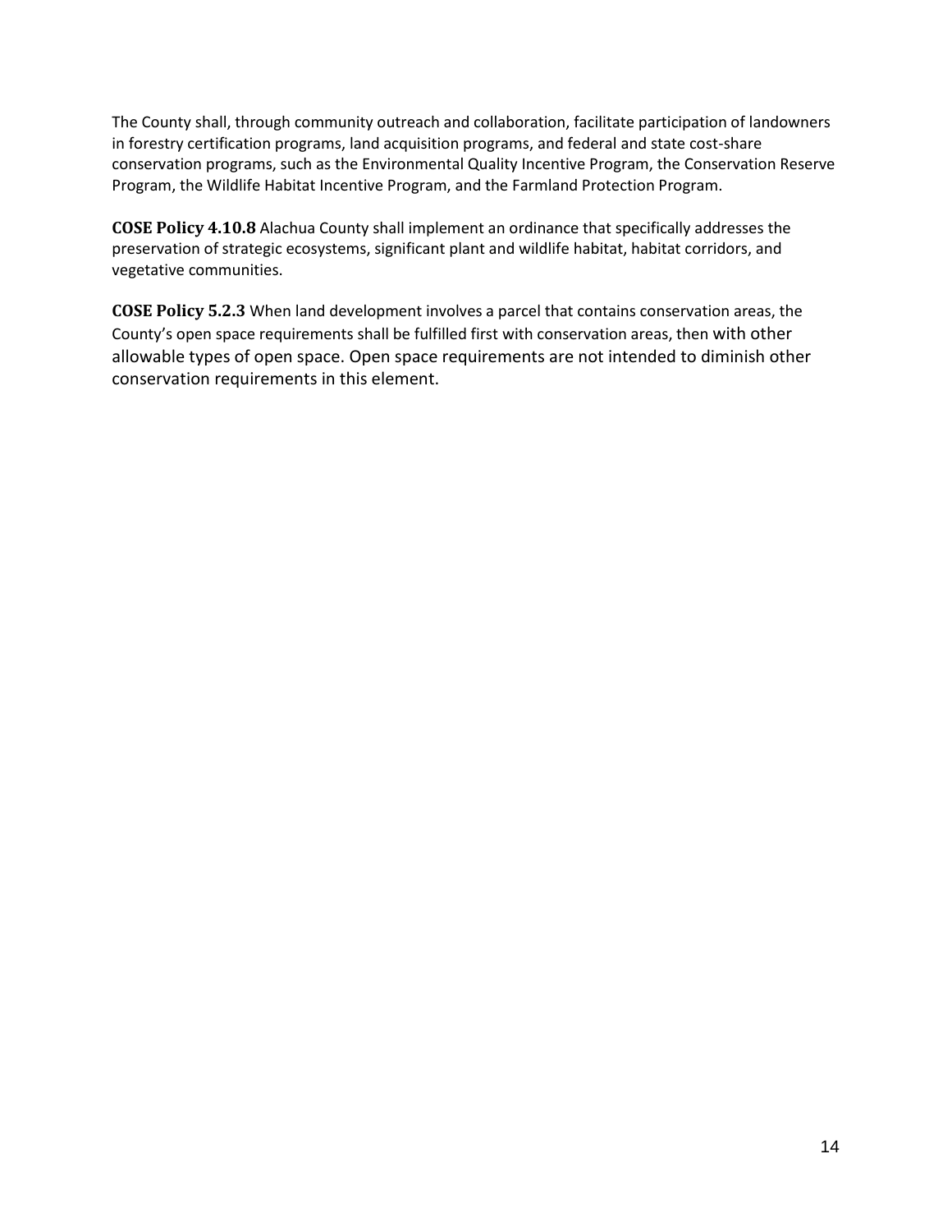The County shall, through community outreach and collaboration, facilitate participation of landowners in forestry certification programs, land acquisition programs, and federal and state cost-share conservation programs, such as the Environmental Quality Incentive Program, the Conservation Reserve Program, the Wildlife Habitat Incentive Program, and the Farmland Protection Program.

**COSE Policy 4.10.8** Alachua County shall implement an ordinance that specifically addresses the preservation of strategic ecosystems, significant plant and wildlife habitat, habitat corridors, and vegetative communities.

**COSE Policy 5.2.3** When land development involves a parcel that contains conservation areas, the County's open space requirements shall be fulfilled first with conservation areas, then with other allowable types of open space. Open space requirements are not intended to diminish other conservation requirements in this element.